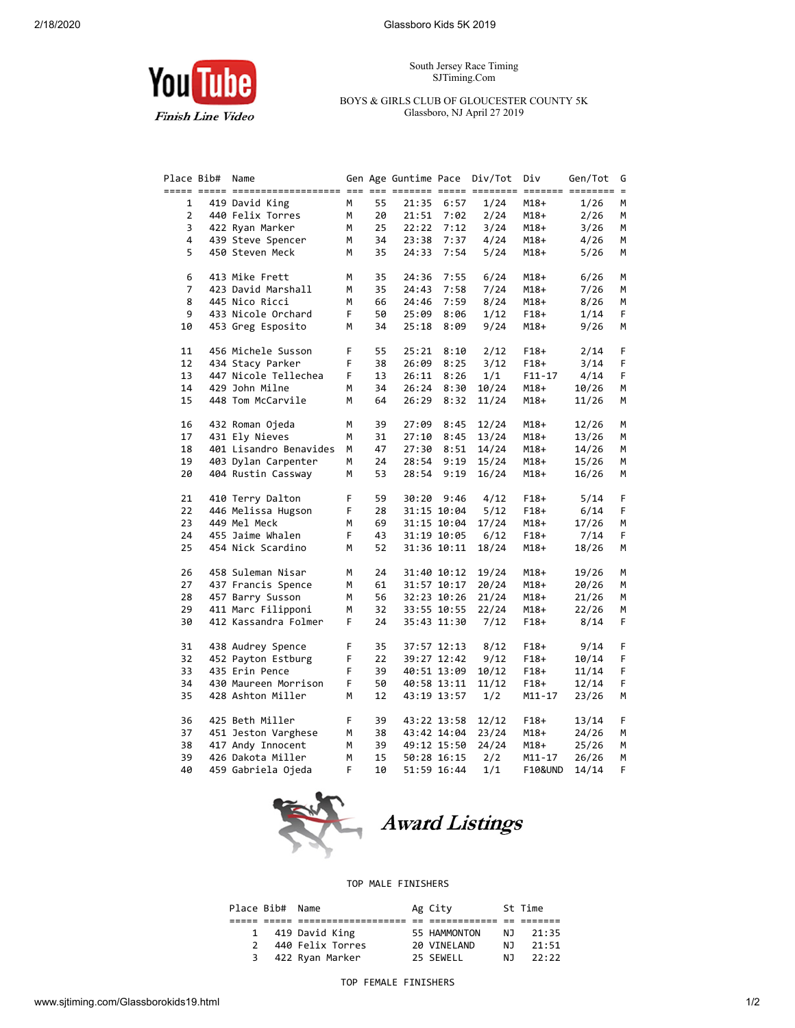South Jersey Race Timing
SJTiming.Com

BOYS & GIRLS CLUB OF GLOUCESTER COUNTY 5K
Glassboro, NJ April 27 2019

YouTube *Finish Line Video*

| Place | Bib# | Name | Gen | Age | Guntime | Pace | Div/Tot | Div | Gen/Tot | G |
|---|---|---|---|---|---|---|---|---|---|---|
| 1 | 419 | David King | M | 55 | 21:35 | 6:57 | 1/24 | M18+ | 1/26 | M |
| 2 | 440 | Felix Torres | M | 20 | 21:51 | 7:02 | 2/24 | M18+ | 2/26 | M |
| 3 | 422 | Ryan Marker | M | 25 | 22:22 | 7:12 | 3/24 | M18+ | 3/26 | M |
| 4 | 439 | Steve Spencer | M | 34 | 23:38 | 7:37 | 4/24 | M18+ | 4/26 | M |
| 5 | 450 | Steven Meck | M | 35 | 24:33 | 7:54 | 5/24 | M18+ | 5/26 | M |
| 6 | 413 | Mike Frett | M | 35 | 24:36 | 7:55 | 6/24 | M18+ | 6/26 | M |
| 7 | 423 | David Marshall | M | 35 | 24:43 | 7:58 | 7/24 | M18+ | 7/26 | M |
| 8 | 445 | Nico Ricci | M | 66 | 24:46 | 7:59 | 8/24 | M18+ | 8/26 | M |
| 9 | 433 | Nicole Orchard | F | 50 | 25:09 | 8:06 | 1/12 | F18+ | 1/14 | F |
| 10 | 453 | Greg Esposito | M | 34 | 25:18 | 8:09 | 9/24 | M18+ | 9/26 | M |
| 11 | 456 | Michele Susson | F | 55 | 25:21 | 8:10 | 2/12 | F18+ | 2/14 | F |
| 12 | 434 | Stacy Parker | F | 38 | 26:09 | 8:25 | 3/12 | F18+ | 3/14 | F |
| 13 | 447 | Nicole Tellechea | F | 13 | 26:11 | 8:26 | 1/1 | F11-17 | 4/14 | F |
| 14 | 429 | John Milne | M | 34 | 26:24 | 8:30 | 10/24 | M18+ | 10/26 | M |
| 15 | 448 | Tom McCarvile | M | 64 | 26:29 | 8:32 | 11/24 | M18+ | 11/26 | M |
| 16 | 432 | Roman Ojeda | M | 39 | 27:09 | 8:45 | 12/24 | M18+ | 12/26 | M |
| 17 | 431 | Ely Nieves | M | 31 | 27:10 | 8:45 | 13/24 | M18+ | 13/26 | M |
| 18 | 401 | Lisandro Benavides | M | 47 | 27:30 | 8:51 | 14/24 | M18+ | 14/26 | M |
| 19 | 403 | Dylan Carpenter | M | 24 | 28:54 | 9:19 | 15/24 | M18+ | 15/26 | M |
| 20 | 404 | Rustin Cassway | M | 53 | 28:54 | 9:19 | 16/24 | M18+ | 16/26 | M |
| 21 | 410 | Terry Dalton | F | 59 | 30:20 | 9:46 | 4/12 | F18+ | 5/14 | F |
| 22 | 446 | Melissa Hugson | F | 28 | 31:15 | 10:04 | 5/12 | F18+ | 6/14 | F |
| 23 | 449 | Mel Meck | M | 69 | 31:15 | 10:04 | 17/24 | M18+ | 17/26 | M |
| 24 | 455 | Jaime Whalen | F | 43 | 31:19 | 10:05 | 6/12 | F18+ | 7/14 | F |
| 25 | 454 | Nick Scardino | M | 52 | 31:36 | 10:11 | 18/24 | M18+ | 18/26 | M |
| 26 | 458 | Suleman Nisar | M | 24 | 31:40 | 10:12 | 19/24 | M18+ | 19/26 | M |
| 27 | 437 | Francis Spence | M | 61 | 31:57 | 10:17 | 20/24 | M18+ | 20/26 | M |
| 28 | 457 | Barry Susson | M | 56 | 32:23 | 10:26 | 21/24 | M18+ | 21/26 | M |
| 29 | 411 | Marc Filipponi | M | 32 | 33:55 | 10:55 | 22/24 | M18+ | 22/26 | M |
| 30 | 412 | Kassandra Folmer | F | 24 | 35:43 | 11:30 | 7/12 | F18+ | 8/14 | F |
| 31 | 438 | Audrey Spence | F | 35 | 37:57 | 12:13 | 8/12 | F18+ | 9/14 | F |
| 32 | 452 | Payton Estburg | F | 22 | 39:27 | 12:42 | 9/12 | F18+ | 10/14 | F |
| 33 | 435 | Erin Pence | F | 39 | 40:51 | 13:09 | 10/12 | F18+ | 11/14 | F |
| 34 | 430 | Maureen Morrison | F | 50 | 40:58 | 13:11 | 11/12 | F18+ | 12/14 | F |
| 35 | 428 | Ashton Miller | M | 12 | 43:19 | 13:57 | 1/2 | M11-17 | 23/26 | M |
| 36 | 425 | Beth Miller | F | 39 | 43:22 | 13:58 | 12/12 | F18+ | 13/14 | F |
| 37 | 451 | Jeston Varghese | M | 38 | 43:42 | 14:04 | 23/24 | M18+ | 24/26 | M |
| 38 | 417 | Andy Innocent | M | 39 | 49:12 | 15:50 | 24/24 | M18+ | 25/26 | M |
| 39 | 426 | Dakota Miller | M | 15 | 50:28 | 16:15 | 2/2 | M11-17 | 26/26 | M |
| 40 | 459 | Gabriela Ojeda | F | 10 | 51:59 | 16:44 | 1/1 | F10&UND | 14/14 | F |

## *Award Listings*

### TOP MALE FINISHERS

| Place | Bib# | Name | Ag | City | St | Time |
|---|---|---|---|---|---|---|
| 1 | 419 | David King | 55 | HAMMONTON | NJ | 21:35 |
| 2 | 440 | Felix Torres | 20 | VINELAND | NJ | 21:51 |
| 3 | 422 | Ryan Marker | 25 | SEWELL | NJ | 22:22 |

### TOP FEMALE FINISHERS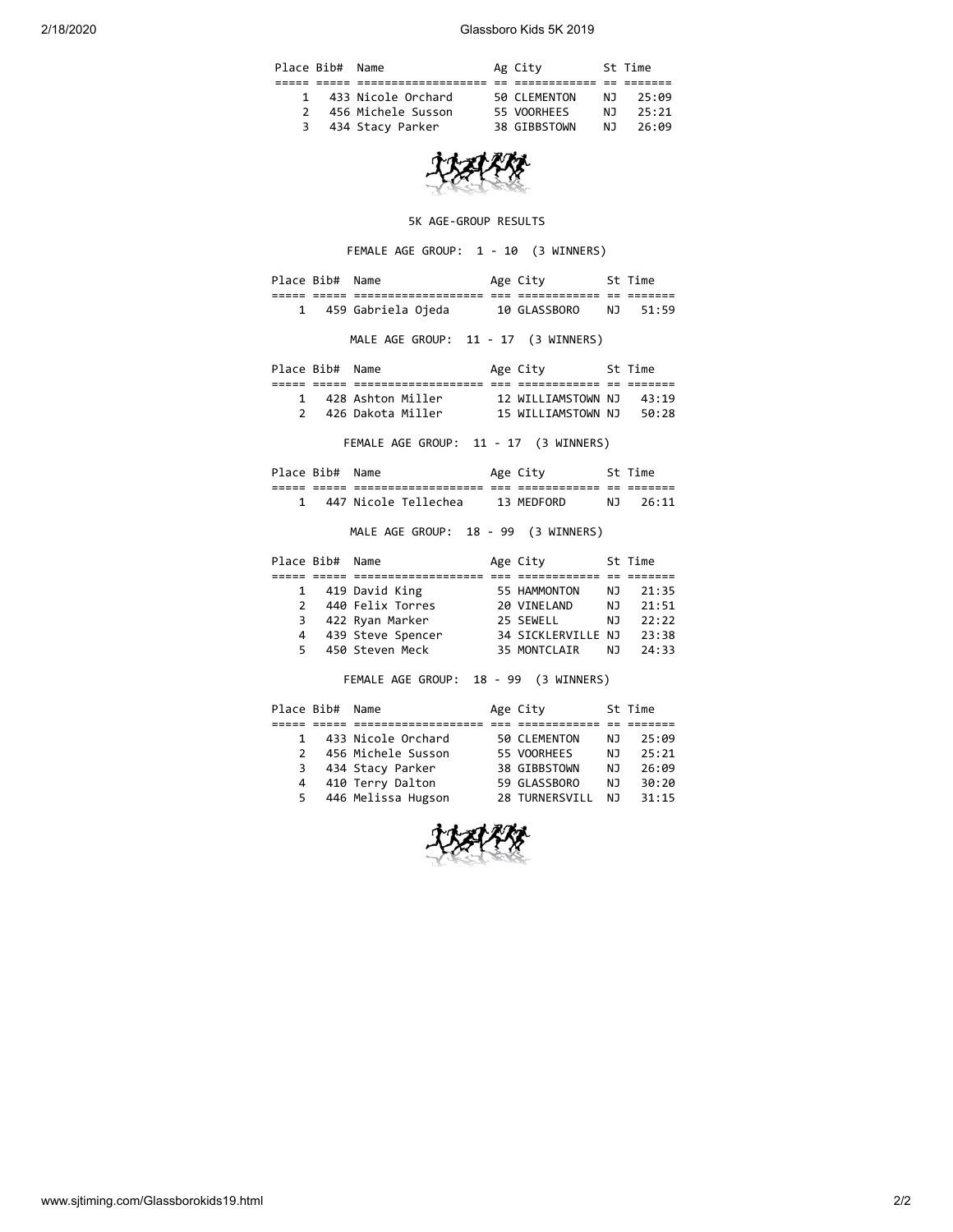| Place | Bib# | Name | Ag | City | St | Time |
|---|---|---|---|---|---|---|
| 1 | 433 | Nicole Orchard | 50 | CLEMENTON | NJ | 25:09 |
| 2 | 456 | Michele Susson | 55 | VOORHEES | NJ | 25:21 |
| 3 | 434 | Stacy Parker | 38 | GIBBSTOWN | NJ | 26:09 |

5K AGE-GROUP RESULTS

FEMALE AGE GROUP: 1 - 10 (3 WINNERS)

| Place | Bib# | Name | Age | City | St | Time |
|---|---|---|---|---|---|---|
| 1 | 459 | Gabriela Ojeda | 10 | GLASSBORO | NJ | 51:59 |

MALE AGE GROUP: 11 - 17 (3 WINNERS)

| Place | Bib# | Name | Age | City | St | Time |
|---|---|---|---|---|---|---|
| 1 | 428 | Ashton Miller | 12 | WILLIAMSTOWN | NJ | 43:19 |
| 2 | 426 | Dakota Miller | 15 | WILLIAMSTOWN | NJ | 50:28 |

FEMALE AGE GROUP: 11 - 17 (3 WINNERS)

| Place | Bib# | Name | Age | City | St | Time |
|---|---|---|---|---|---|---|
| 1 | 447 | Nicole Tellechea | 13 | MEDFORD | NJ | 26:11 |

MALE AGE GROUP: 18 - 99 (3 WINNERS)

| Place | Bib# | Name | Age | City | St | Time |
|---|---|---|---|---|---|---|
| 1 | 419 | David King | 55 | HAMMONTON | NJ | 21:35 |
| 2 | 440 | Felix Torres | 20 | VINELAND | NJ | 21:51 |
| 3 | 422 | Ryan Marker | 25 | SEWELL | NJ | 22:22 |
| 4 | 439 | Steve Spencer | 34 | SICKLERVILLE | NJ | 23:38 |
| 5 | 450 | Steven Meck | 35 | MONTCLAIR | NJ | 24:33 |

FEMALE AGE GROUP: 18 - 99 (3 WINNERS)

| Place | Bib# | Name | Age | City | St | Time |
|---|---|---|---|---|---|---|
| 1 | 433 | Nicole Orchard | 50 | CLEMENTON | NJ | 25:09 |
| 2 | 456 | Michele Susson | 55 | VOORHEES | NJ | 25:21 |
| 3 | 434 | Stacy Parker | 38 | GIBBSTOWN | NJ | 26:09 |
| 4 | 410 | Terry Dalton | 59 | GLASSBORO | NJ | 30:20 |
| 5 | 446 | Melissa Hugson | 28 | TURNERSVILL | NJ | 31:15 |